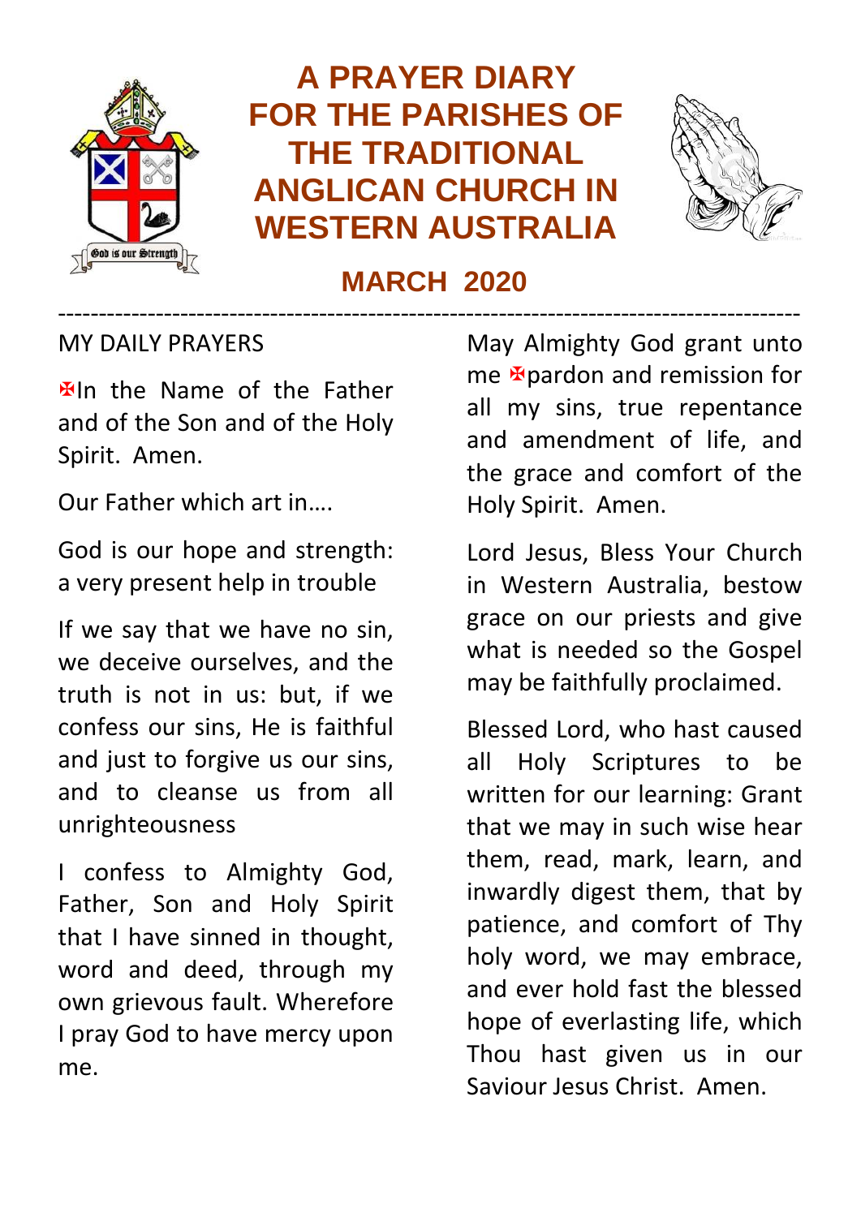# A PRAYER DIARY FOR THE PARISHES OF THE TRADITIONAL ANGLICAN CHURCH IN WESTERN AUSTRALIA

## MARCH 2020

---

MY DAILY PRAYERS

✠In the Name of the Father and of the Son and of the Holy Spirit. Amen.

Our Father which art in….

God is our hope and strength: a very present help in trouble

If we say that we have no sin, we deceive ourselves, and the truth is not in us: but, if we confess our sins, He is faithful and just to forgive us our sins, and to cleanse us from all unrighteousness

I confess to Almighty God, Father, Son and Holy Spirit that I have sinned in thought, word and deed, through my own grievous fault. Wherefore I pray God to have mercy upon me.

May Almighty God grant unto me ✠pardon and remission for all my sins, true repentance and amendment of life, and the grace and comfort of the Holy Spirit. Amen.

Lord Jesus, Bless Your Church in Western Australia, bestow grace on our priests and give what is needed so the Gospel may be faithfully proclaimed.

Blessed Lord, who hast caused all Holy Scriptures to be written for our learning: Grant that we may in such wise hear them, read, mark, learn, and inwardly digest them, that by patience, and comfort of Thy holy word, we may embrace, and ever hold fast the blessed hope of everlasting life, which Thou hast given us in our Saviour Jesus Christ. Amen.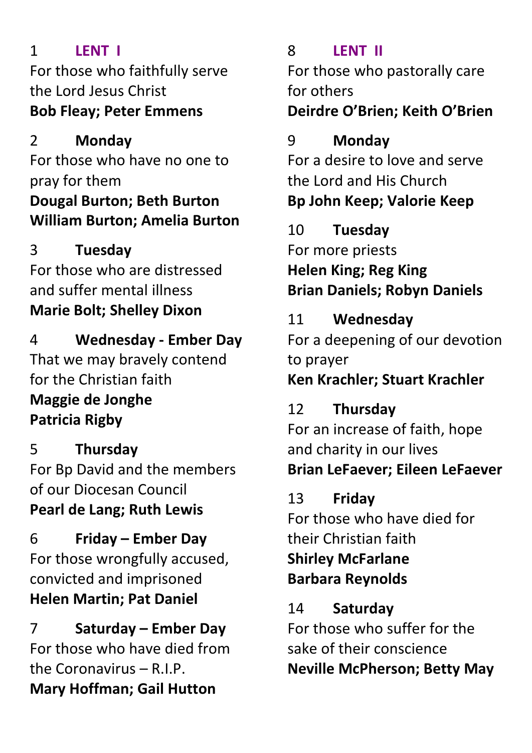1 **LENT I**
For those who faithfully serve the Lord Jesus Christ
**Bob Fleay; Peter Emmens**

2 **Monday**
For those who have no one to pray for them
**Dougal Burton; Beth Burton**
**William Burton; Amelia Burton**

3 **Tuesday**
For those who are distressed and suffer mental illness
**Marie Bolt; Shelley Dixon**

4 **Wednesday - Ember Day**
That we may bravely contend for the Christian faith
**Maggie de Jonghe**
**Patricia Rigby**

5 **Thursday**
For Bp David and the members of our Diocesan Council
**Pearl de Lang; Ruth Lewis**

6 **Friday – Ember Day**
For those wrongfully accused, convicted and imprisoned
**Helen Martin; Pat Daniel**

7 **Saturday – Ember Day**
For those who have died from the Coronavirus – R.I.P.
**Mary Hoffman; Gail Hutton**

8 **LENT II**
For those who pastorally care for others
**Deirdre O'Brien; Keith O'Brien**

9 **Monday**
For a desire to love and serve the Lord and His Church
**Bp John Keep; Valorie Keep**

10 **Tuesday**
For more priests
**Helen King; Reg King**
**Brian Daniels; Robyn Daniels**

11 **Wednesday**
For a deepening of our devotion to prayer
**Ken Krachler; Stuart Krachler**

12 **Thursday**
For an increase of faith, hope and charity in our lives
**Brian LeFaever; Eileen LeFaever**

13 **Friday**
For those who have died for their Christian faith
**Shirley McFarlane**
**Barbara Reynolds**

14 **Saturday**
For those who suffer for the sake of their conscience
**Neville McPherson; Betty May**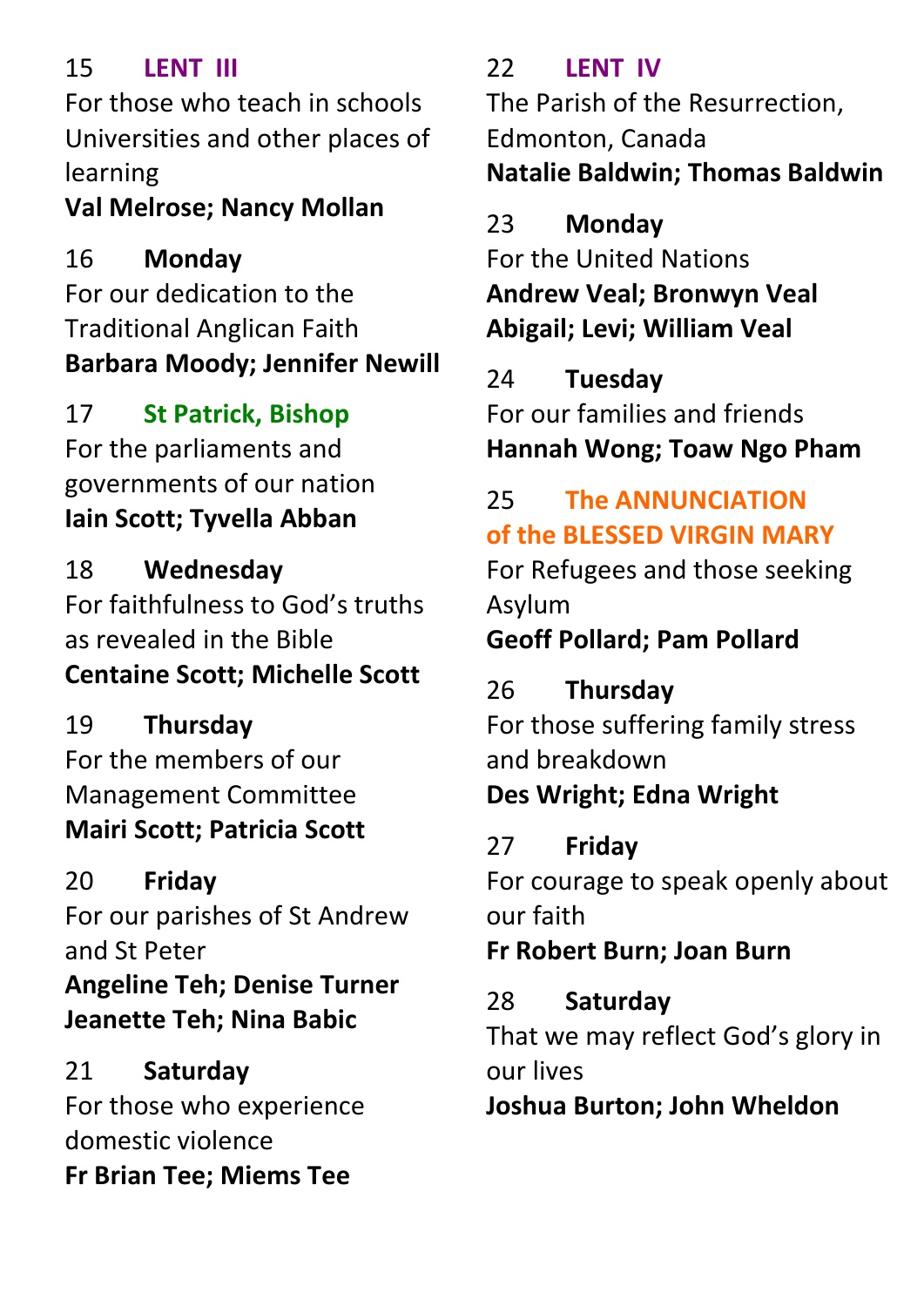15 **LENT III**
For those who teach in schools Universities and other places of learning
**Val Melrose; Nancy Mollan**

16 **Monday**
For our dedication to the Traditional Anglican Faith
**Barbara Moody; Jennifer Newill**

17 **St Patrick, Bishop**
For the parliaments and governments of our nation
**Iain Scott; Tyvella Abban**

18 **Wednesday**
For faithfulness to God's truths as revealed in the Bible
**Centaine Scott; Michelle Scott**

19 **Thursday**
For the members of our Management Committee
**Mairi Scott; Patricia Scott**

20 **Friday**
For our parishes of St Andrew and St Peter
**Angeline Teh; Denise Turner**
**Jeanette Teh; Nina Babic**

21 **Saturday**
For those who experience domestic violence
**Fr Brian Tee; Miems Tee**

22 **LENT IV**
The Parish of the Resurrection, Edmonton, Canada
**Natalie Baldwin; Thomas Baldwin**

23 **Monday**
For the United Nations
**Andrew Veal; Bronwyn Veal**
**Abigail; Levi; William Veal**

24 **Tuesday**
For our families and friends
**Hannah Wong; Toaw Ngo Pham**

25 **The ANNUNCIATION of the BLESSED VIRGIN MARY**
For Refugees and those seeking Asylum
**Geoff Pollard; Pam Pollard**

26 **Thursday**
For those suffering family stress and breakdown
**Des Wright; Edna Wright**

27 **Friday**
For courage to speak openly about our faith
**Fr Robert Burn; Joan Burn**

28 **Saturday**
That we may reflect God's glory in our lives
**Joshua Burton; John Wheldon**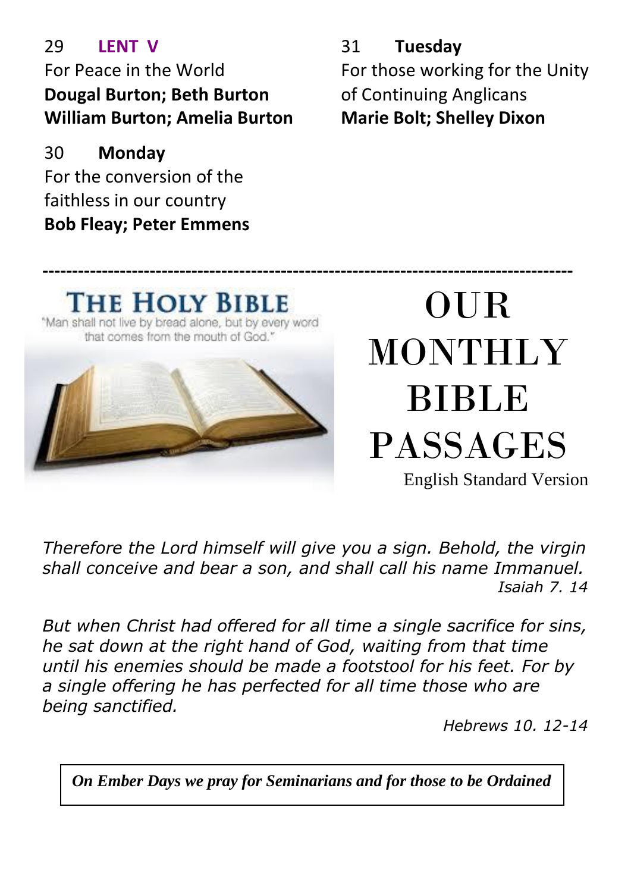29 **LENT V**
For Peace in the World
**Dougal Burton; Beth Burton**
**William Burton; Amelia Burton**

30 **Monday**
For the conversion of the faithless in our country
**Bob Fleay; Peter Emmens**

31 **Tuesday**
For those working for the Unity of Continuing Anglicans
**Marie Bolt; Shelley Dixon**

---

THE HOLY BIBLE
"Man shall not live by bread alone, but by every word that comes from the mouth of God."

# OUR MONTHLY BIBLE PASSAGES

English Standard Version

*Therefore the Lord himself will give you a sign. Behold, the virgin shall conceive and bear a son, and shall call his name Immanuel.*
*Isaiah 7. 14*

*But when Christ had offered for all time a single sacrifice for sins, he sat down at the right hand of God, waiting from that time until his enemies should be made a footstool for his feet. For by a single offering he has perfected for all time those who are being sanctified.*
*Hebrews 10. 12-14*

***On Ember Days we pray for Seminarians and for those to be Ordained***